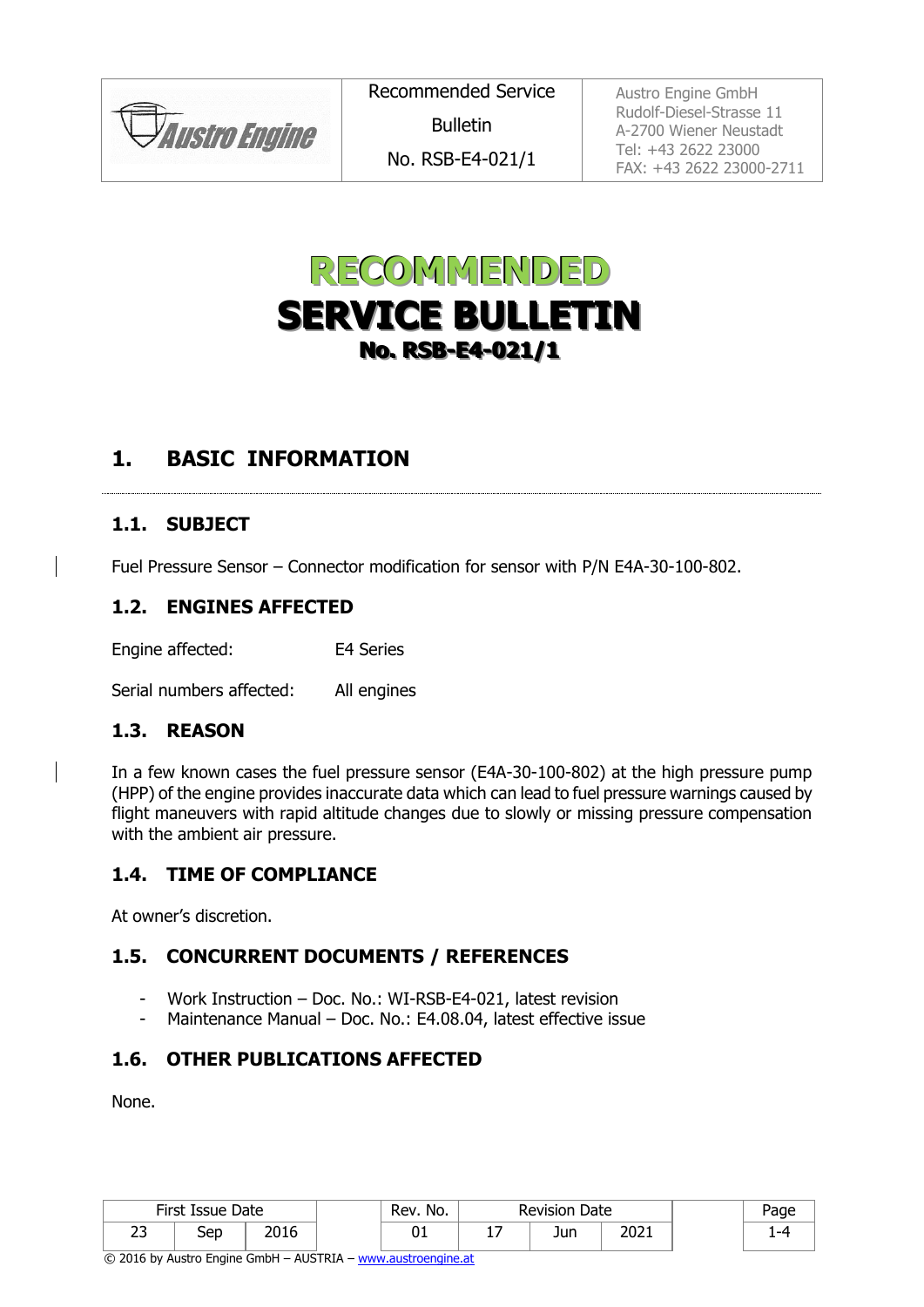# RECOMMENDED SERVICE BULLETIN
## No. RSB-E4-021/1

## 1. BASIC INFORMATION

### 1.1. SUBJECT

Fuel Pressure Sensor – Connector modification for sensor with P/N E4A-30-100-802.

### 1.2. ENGINES AFFECTED

Engine affected: E4 Series

Serial numbers affected: All engines

### 1.3. REASON

In a few known cases the fuel pressure sensor (E4A-30-100-802) at the high pressure pump (HPP) of the engine provides inaccurate data which can lead to fuel pressure warnings caused by flight maneuvers with rapid altitude changes due to slowly or missing pressure compensation with the ambient air pressure.

### 1.4. TIME OF COMPLIANCE

At owner's discretion.

### 1.5. CONCURRENT DOCUMENTS / REFERENCES

- Work Instruction – Doc. No.: WI-RSB-E4-021, latest revision
- Maintenance Manual – Doc. No.: E4.08.04, latest effective issue

### 1.6. OTHER PUBLICATIONS AFFECTED

None.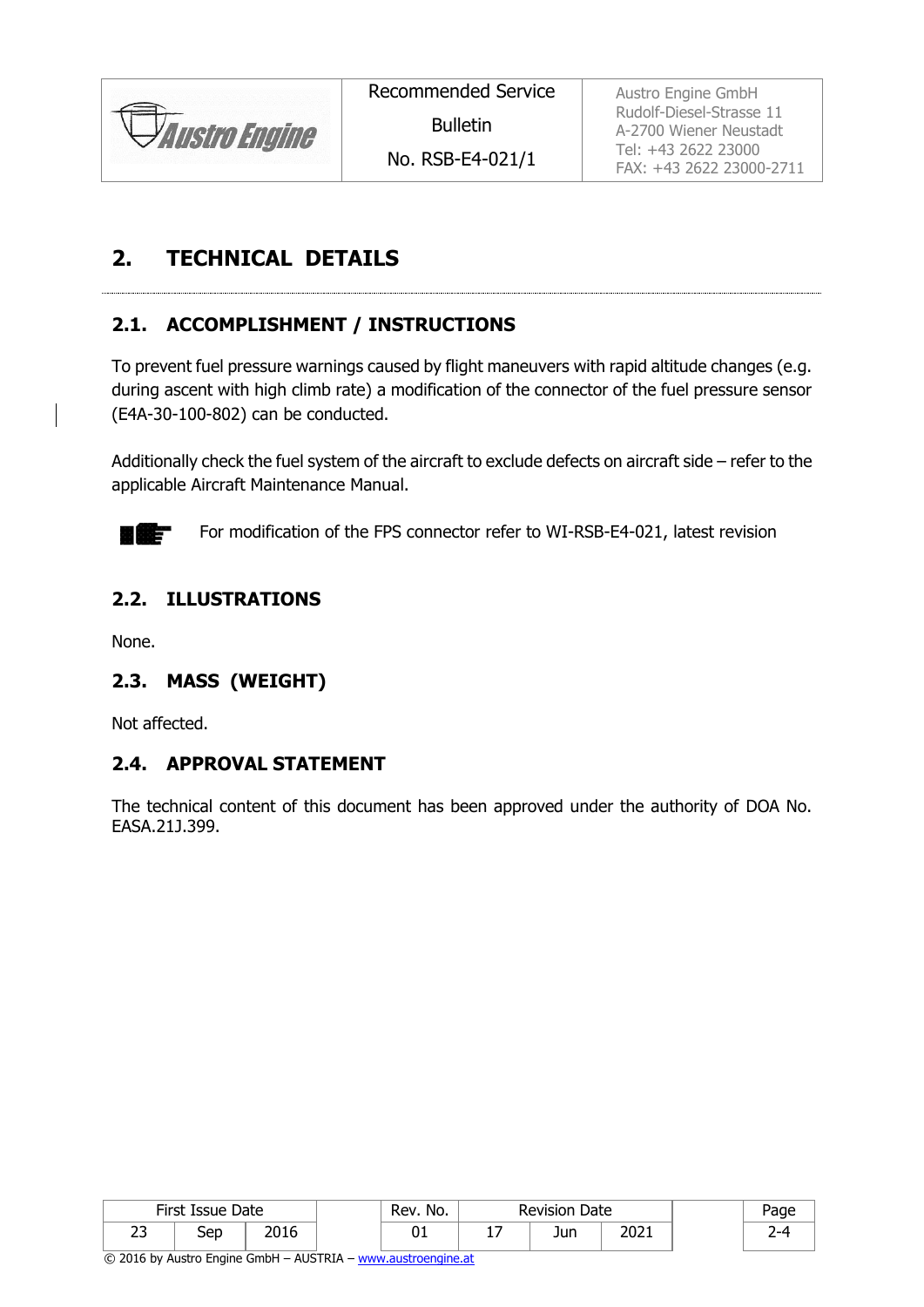# 2. TECHNICAL DETAILS

## 2.1. ACCOMPLISHMENT / INSTRUCTIONS

To prevent fuel pressure warnings caused by flight maneuvers with rapid altitude changes (e.g. during ascent with high climb rate) a modification of the connector of the fuel pressure sensor (E4A-30-100-802) can be conducted.

Additionally check the fuel system of the aircraft to exclude defects on aircraft side – refer to the applicable Aircraft Maintenance Manual.

For modification of the FPS connector refer to WI-RSB-E4-021, latest revision

## 2.2. ILLUSTRATIONS

None.

## 2.3. MASS (WEIGHT)

Not affected.

## 2.4. APPROVAL STATEMENT

The technical content of this document has been approved under the authority of DOA No. EASA.21J.399.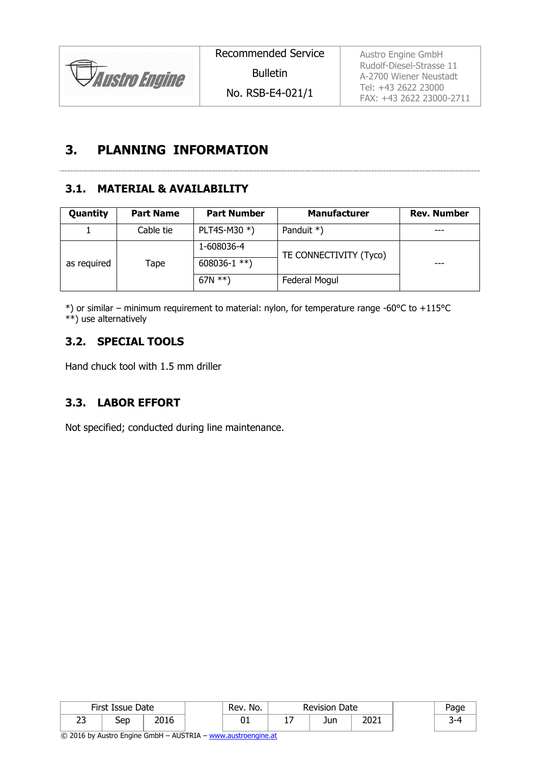# 3. PLANNING INFORMATION

## 3.1. MATERIAL & AVAILABILITY

| Quantity | Part Name | Part Number | Manufacturer | Rev. Number |
|---|---|---|---|---|
| 1 | Cable tie | PLT4S-M30 *) | Panduit *) | --- |
| as required | Tape | 1-608036-4 | TE CONNECTIVITY (Tyco) | --- |
| | | 608036-1 **) | | |
| | | 67N **) | Federal Mogul | |

*) or similar – minimum requirement to material: nylon, for temperature range -60°C to +115°C
**) use alternatively

## 3.2. SPECIAL TOOLS

Hand chuck tool with 1.5 mm driller

## 3.3. LABOR EFFORT

Not specified; conducted during line maintenance.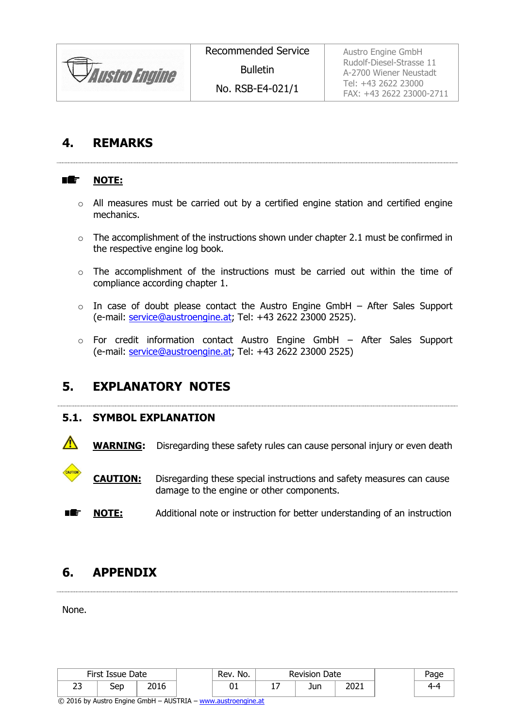## 4. REMARKS

**NOTE:**

- All measures must be carried out by a certified engine station and certified engine mechanics.
- The accomplishment of the instructions shown under chapter 2.1 must be confirmed in the respective engine log book.
- The accomplishment of the instructions must be carried out within the time of compliance according chapter 1.
- In case of doubt please contact the Austro Engine GmbH – After Sales Support (e-mail: service@austroengine.at; Tel: +43 2622 23000 2525).
- For credit information contact Austro Engine GmbH – After Sales Support (e-mail: service@austroengine.at; Tel: +43 2622 23000 2525)

## 5. EXPLANATORY NOTES

### 5.1. SYMBOL EXPLANATION

**WARNING:** Disregarding these safety rules can cause personal injury or even death

**CAUTION:** Disregarding these special instructions and safety measures can cause damage to the engine or other components.

**NOTE:** Additional note or instruction for better understanding of an instruction

## 6. APPENDIX

None.